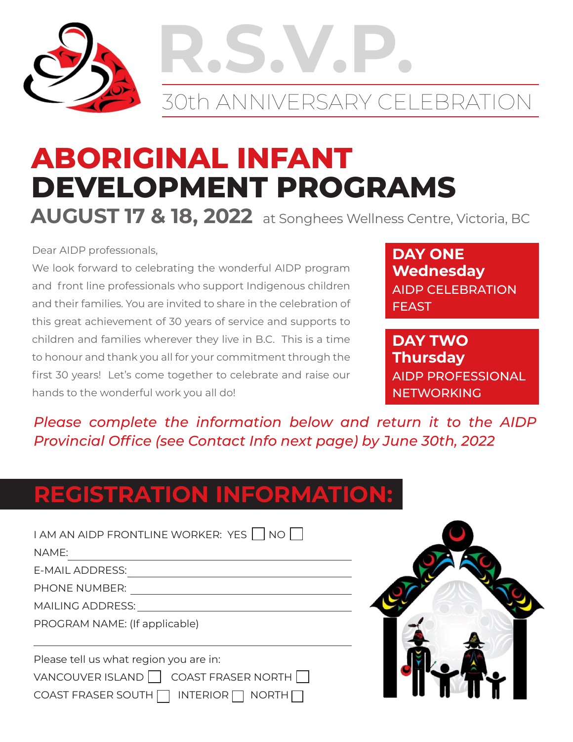# R.S.V.P.

## 30th ANNIVERSARY CELEBRATION

# ABORIGINAL INFANT DEVELOPMENT PROGRAMS

**AUGUST 17 & 18, 2022** at Songhees Wellness Centre, Victoria, BC

Dear AIDP professionals,

We look forward to celebrating the wonderful AIDP program and front line professionals who support Indigenous children and their families. You are invited to share in the celebration of this great achievement of 30 years of service and supports to children and families wherever they live in B.C. This is a time to honour and thank you all for your commitment through the first 30 years! Let's come together to celebrate and raise our hands to the wonderful work you all do!

**DAY ONE**
**Wednesday**
AIDP CELEBRATION FEAST

**DAY TWO**
**Thursday**
AIDP PROFESSIONAL NETWORKING

*Please complete the information below and return it to the AIDP Provincial Office (see Contact Info next page) by June 30th, 2022*

## REGISTRATION INFORMATION:

I AM AN AIDP FRONTLINE WORKER: YES ☐ NO ☐

NAME: ______________________________

E-MAIL ADDRESS: ______________________________

PHONE NUMBER: ______________________________

MAILING ADDRESS: ______________________________

PROGRAM NAME: (If applicable)

______________________________

Please tell us what region you are in:

VANCOUVER ISLAND ☐ COAST FRASER NORTH ☐

COAST FRASER SOUTH ☐ INTERIOR ☐ NORTH ☐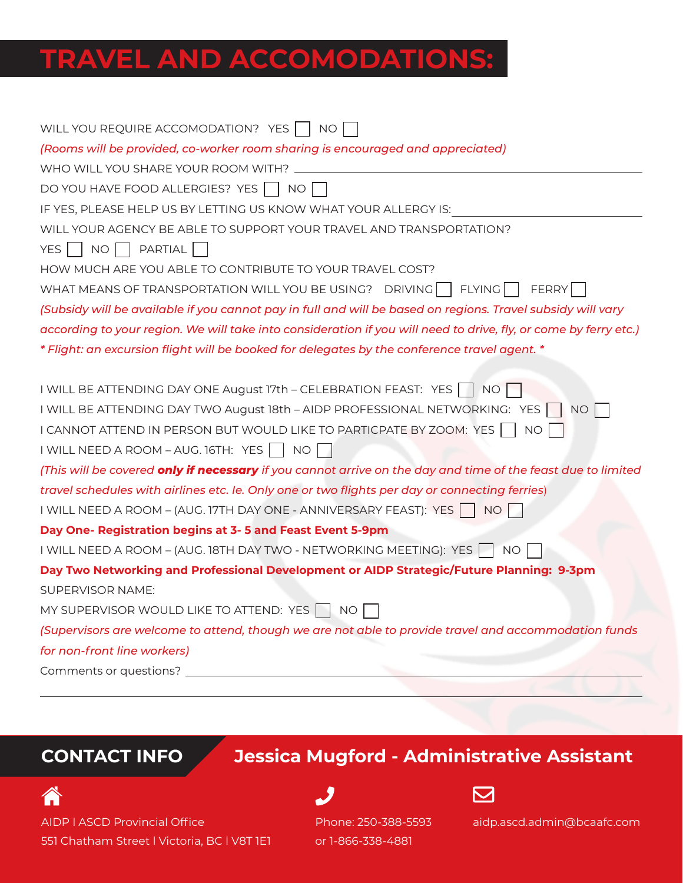# TRAVEL AND ACCOMODATIONS:

WILL YOU REQUIRE ACCOMODATION? YES ☐ NO ☐

*(Rooms will be provided, co-worker room sharing is encouraged and appreciated)*

WHO WILL YOU SHARE YOUR ROOM WITH? ______________________________

DO YOU HAVE FOOD ALLERGIES? YES ☐ NO ☐

IF YES, PLEASE HELP US BY LETTING US KNOW WHAT YOUR ALLERGY IS: ______________________________

WILL YOUR AGENCY BE ABLE TO SUPPORT YOUR TRAVEL AND TRANSPORTATION?

YES ☐ NO ☐ PARTIAL ☐

HOW MUCH ARE YOU ABLE TO CONTRIBUTE TO YOUR TRAVEL COST?

WHAT MEANS OF TRANSPORTATION WILL YOU BE USING? DRIVING ☐ FLYING ☐ FERRY ☐

*(Subsidy will be available if you cannot pay in full and will be based on regions. Travel subsidy will vary according to your region. We will take into consideration if you will need to drive, fly, or come by ferry etc.)*

*\* Flight: an excursion flight will be booked for delegates by the conference travel agent. \**

I WILL BE ATTENDING DAY ONE August 17th – CELEBRATION FEAST: YES ☐ NO ☐

I WILL BE ATTENDING DAY TWO August 18th – AIDP PROFESSIONAL NETWORKING: YES ☐ NO ☐

I CANNOT ATTEND IN PERSON BUT WOULD LIKE TO PARTICPATE BY ZOOM: YES ☐ NO ☐

I WILL NEED A ROOM – AUG. 16TH: YES ☐ NO ☐

*(This will be covered **only if necessary** if you cannot arrive on the day and time of the feast due to limited travel schedules with airlines etc. Ie. Only one or two flights per day or connecting ferries)*

I WILL NEED A ROOM – (AUG. 17TH DAY ONE - ANNIVERSARY FEAST): YES ☐ NO ☐

**Day One- Registration begins at 3- 5 and Feast Event 5-9pm**

I WILL NEED A ROOM – (AUG. 18TH DAY TWO - NETWORKING MEETING): YES ☐ NO ☐

**Day Two Networking and Professional Development or AIDP Strategic/Future Planning: 9-3pm**

SUPERVISOR NAME:

MY SUPERVISOR WOULD LIKE TO ATTEND: YES ☐ NO ☐

*(Supervisors are welcome to attend, though we are not able to provide travel and accommodation funds for non-front line workers)*

Comments or questions? ______________________________

______________________________

## CONTACT INFO

## Jessica Mugford - Administrative Assistant

AIDP I ASCD Provincial Office
551 Chatham Street I Victoria, BC I V8T 1E1

Phone: 250-388-5593
or 1-866-338-4881

aidp.ascd.admin@bcaafc.com